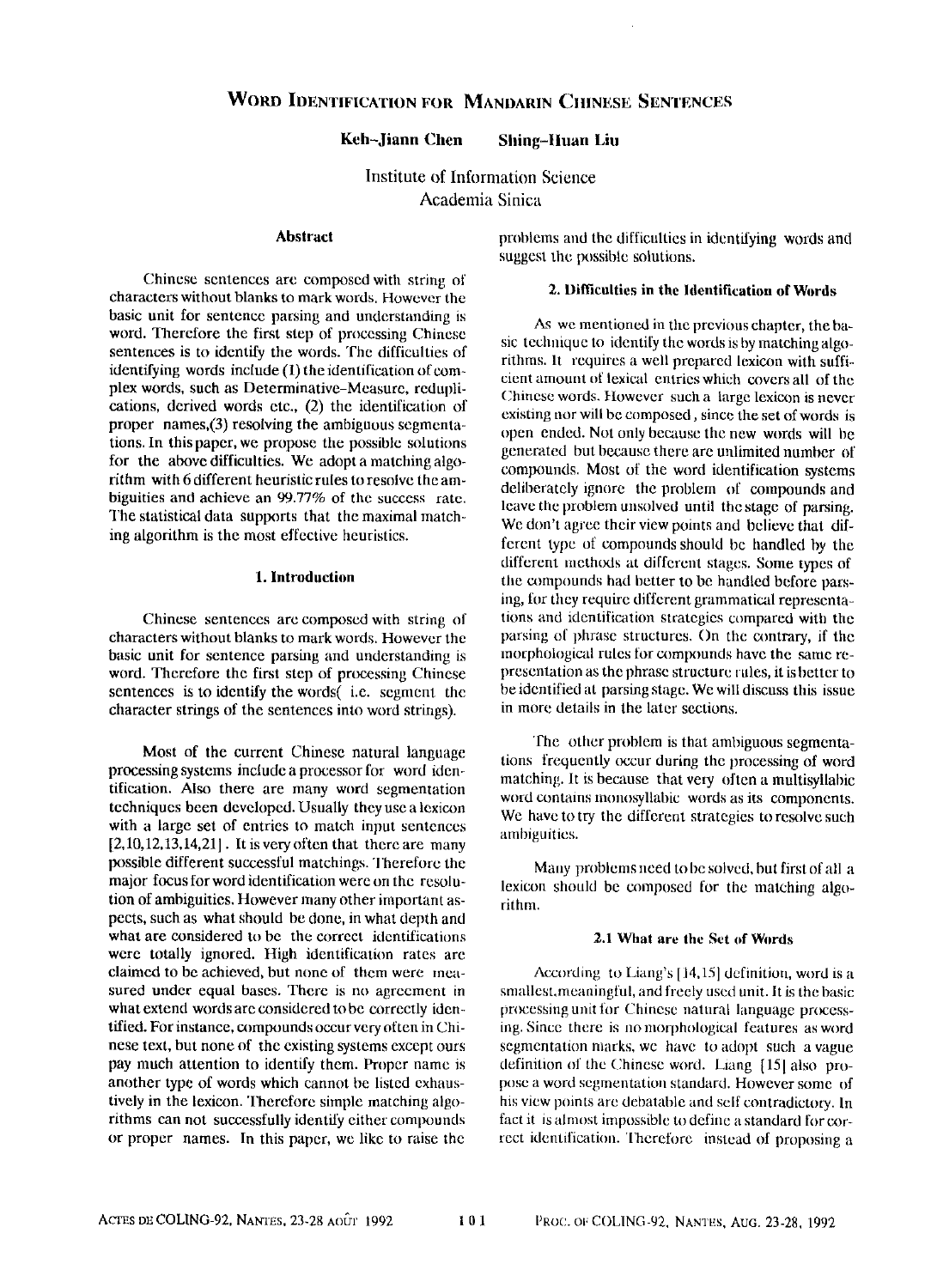# Word Identification for Mandarin Chinese Sentences

**Keh-Jiann Chen** **Shing-Huan Liu**

Institute of Information Science
Academia Sinica

### Abstract

Chinese sentences are composed with string of characters without blanks to mark words. However the basic unit for sentence parsing and understanding is word. Therefore the first step of processing Chinese sentences is to identify the words. The difficulties of identifying words include (1) the identification of complex words, such as Determinative-Measure, reduplications, derived words etc., (2) the identification of proper names,(3) resolving the ambiguous segmentations. In this paper, we propose the possible solutions for the above difficulties. We adopt a matching algorithm with 6 different heuristic rules to resolve the ambiguities and achieve an 99.77% of the success rate. The statistical data supports that the maximal matching algorithm is the most effective heuristics.

## 1. Introduction

Chinese sentences are composed with string of characters without blanks to mark words. However the basic unit for sentence parsing and understanding is word. Therefore the first step of processing Chinese sentences is to identify the words( i.e. segment the character strings of the sentences into word strings).

Most of the current Chinese natural language processing systems include a processor for word identification. Also there are many word segmentation techniques been developed. Usually they use a lexicon with a large set of entries to match input sentences [2,10,12,13,14,21]. It is very often that there are many possible different successful matchings. Therefore the major focus for word identification were on the resolution of ambiguities. However many other important aspects, such as what should be done, in what depth and what are considered to be the correct identifications were totally ignored. High identification rates are claimed to be achieved, but none of them were measured under equal bases. There is no agreement in what extend words are considered to be correctly identified. For instance, compounds occur very often in Chinese text, but none of the existing systems except ours pay much attention to identify them. Proper name is another type of words which cannot be listed exhaustively in the lexicon. Therefore simple matching algorithms can not successfully identify either compounds or proper names. In this paper, we like to raise the problems and the difficulties in identifying words and suggest the possible solutions.

## 2. Difficulties in the Identification of Words

As we mentioned in the previous chapter, the basic technique to identify the words is by matching algorithms. It requires a well prepared lexicon with sufficient amount of lexical entries which covers all of the Chinese words. However such a large lexicon is never existing nor will be composed, since the set of words is open ended. Not only because the new words will be generated but because there are unlimited number of compounds. Most of the word identification systems deliberately ignore the problem of compounds and leave the problem unsolved until the stage of parsing. We don't agree their view points and believe that different type of compounds should be handled by the different methods at different stages. Some types of the compounds had better to be handled before parsing, for they require different grammatical representations and identification strategies compared with the parsing of phrase structures. On the contrary, if the morphological rules for compounds have the same representation as the phrase structure rules, it is better to be identified at parsing stage. We will discuss this issue in more details in the later sections.

The other problem is that ambiguous segmentations frequently occur during the processing of word matching. It is because that very often a multisyllabic word contains monosyllabic words as its components. We have to try the different strategies to resolve such ambiguities.

Many problems need to be solved, but first of all a lexicon should be composed for the matching algorithm.

### 2.1 What are the Set of Words

According to Liang's [14,15] definition, word is a smallest,meaningful, and freely used unit. It is the basic processing unit for Chinese natural language processing. Since there is no morphological features as word segmentation marks, we have to adopt such a vague definition of the Chinese word. Liang [15] also propose a word segmentation standard. However some of his view points are debatable and self contradictory. In fact it is almost impossible to define a standard for correct identification. Therefore instead of proposing a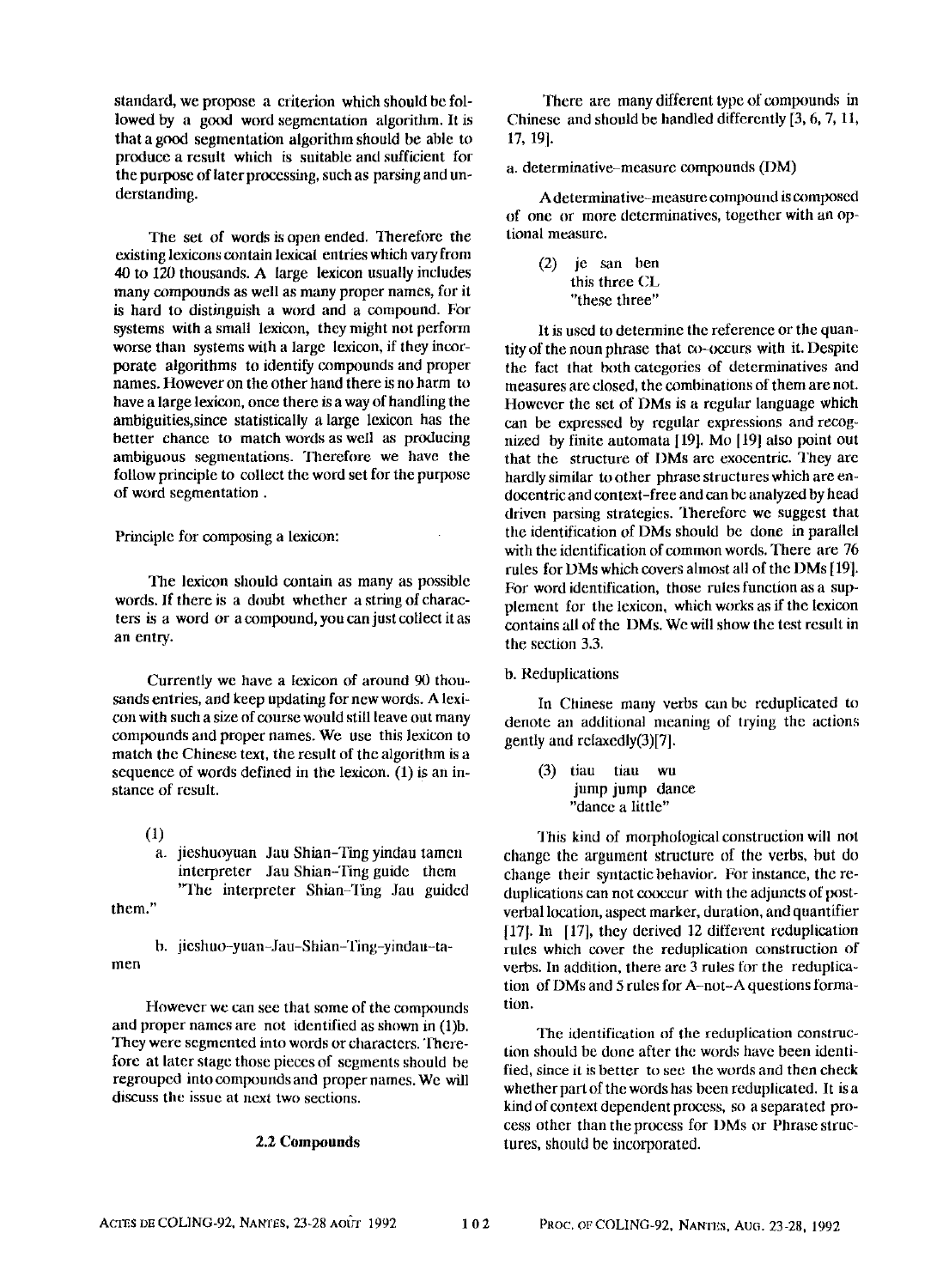standard, we propose a criterion which should be followed by a good word segmentation algorithm. It is that a good segmentation algorithm should be able to produce a result which is suitable and sufficient for the purpose of later processing, such as parsing and understanding.

The set of words is open ended. Therefore the existing lexicons contain lexical entries which vary from 40 to 120 thousands. A large lexicon usually includes many compounds as well as many proper names, for it is hard to distinguish a word and a compound. For systems with a small lexicon, they might not perform worse than systems with a large lexicon, if they incorporate algorithms to identify compounds and proper names. However on the other hand there is no harm to have a large lexicon, once there is a way of handling the ambiguities,since statistically a large lexicon has the better chance to match words as well as producing ambiguous segmentations. Therefore we have the follow principle to collect the word set for the purpose of word segmentation .

Principle for composing a lexicon:

The lexicon should contain as many as possible words. If there is a doubt whether a string of characters is a word or a compound, you can just collect it as an entry.

Currently we have a lexicon of around 90 thousands entries, and keep updating for new words. A lexicon with such a size of course would still leave out many compounds and proper names. We use this lexicon to match the Chinese text, the result of the algorithm is a sequence of words defined in the lexicon. (1) is an instance of result.

(1)

a. jieshuoyuan Jau Shian-Ting yindau tamen
interpreter Jau Shian-Ting guide them
"The interpreter Shian-Ting Jau guided them."

b. jieshuo-yuan-Jau-Shian-Ting-yindau-tamen

However we can see that some of the compounds and proper names are not identified as shown in (1)b. They were segmented into words or characters. Therefore at later stage those pieces of segments should be regrouped into compounds and proper names. We will discuss the issue at next two sections.

### 2.2 Compounds

There are many different type of compounds in Chinese and should be handled differently [3, 6, 7, 11, 17, 19].

a. determinative-measure compounds (DM)

A determinative-measure compound is composed of one or more determinatives, together with an optional measure.

(2) je san ben
this three CL
"these three"

It is used to determine the reference or the quantity of the noun phrase that co-occurs with it. Despite the fact that both categories of determinatives and measures are closed, the combinations of them are not. However the set of DMs is a regular language which can be expressed by regular expressions and recognized by finite automata [19]. Mo [19] also point out that the structure of DMs are exocentric. They are hardly similar to other phrase structures which are endocentric and context-free and can be analyzed by head driven parsing strategies. Therefore we suggest that the identification of DMs should be done in parallel with the identification of common words. There are 76 rules for DMs which covers almost all of the DMs [19]. For word identification, those rules function as a supplement for the lexicon, which works as if the lexicon contains all of the DMs. We will show the test result in the section 3.3.

b. Reduplications

In Chinese many verbs can be reduplicated to denote an additional meaning of trying the actions gently and relaxedly(3)[7].

(3) tiau tiau wu
jump jump dance
"dance a little"

This kind of morphological construction will not change the argument structure of the verbs, but do change their syntactic behavior. For instance, the reduplications can not cooccur with the adjuncts of postverbal location, aspect marker, duration, and quantifier [17]. In [17], they derived 12 different reduplication rules which cover the reduplication construction of verbs. In addition, there are 3 rules for the reduplication of DMs and 5 rules for A-not-A questions formation.

The identification of the reduplication construction should be done after the words have been identified, since it is better to see the words and then check whether part of the words has been reduplicated. It is a kind of context dependent process, so a separated process other than the process for DMs or Phrase structures, should be incorporated.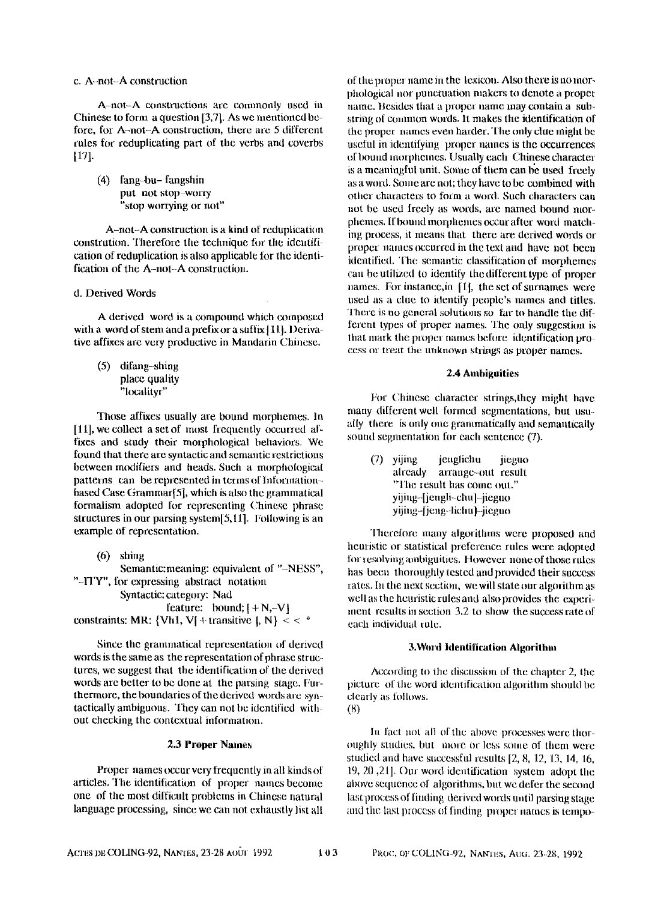c. A-not-A construction

A-not-A constructions are commonly used in Chinese to form a question [3,7]. As we mentioned before, for A-not-A construction, there are 5 different rules for reduplicating part of the verbs and coverbs [17].

(4) fang-bu- fangshin
put not stop-worry
"stop worrying or not"

A-not-A construction is a kind of reduplication constrution. Therefore the technique for the identification of reduplication is also applicable for the identification of the A-not-A construction.

d. Derived Words

A derived word is a compound which composed with a word of stem and a prefix or a suffix [11]. Derivative affixes are very productive in Mandarin Chinese.

(5) difang-shing
place quality
"localityr"

Those affixes usually are bound morphemes. In [11], we collect a set of most frequently occurred affixes and study their morphological behaviors. We found that there are syntactic and semantic restrictions between modifiers and heads. Such a morphological patterns can be represented in terms of Information-based Case Grammar[5], which is also the grammatical formalism adopted for representing Chinese phrase structures in our parsing system[5,11]. Following is an example of representation.

(6) shing
Semantic:meaning: equivalent of "-NESS", "-ITY", for expressing abstract notation
Syntactic: category: Nad
feature: bound; [ + N,-V]
constraints: MR: {Vh1, V[ + transitive ], N} < < *

Since the grammatical representation of derived words is the same as the representation of phrase structures, we suggest that the identification of the derived words are better to be done at the parsing stage. Furthermore, the boundaries of the derived words are syntactically ambiguous. They can not be identified without checking the contextual information.

### 2.3 Proper Names

Proper names occur very frequently in all kinds of articles. The identification of proper names become one of the most difficult problems in Chinese natural language processing, since we can not exhaustly list all of the proper name in the lexicon. Also there is no morphological nor punctuation makers to denote a proper name. Besides that a proper name may contain a substring of common words. It makes the identification of the proper names even harder. The only clue might be useful in identifying proper names is the occurrences of bound morphemes. Usually each Chinese character is a meaningful unit. Some of them can be used freely as a word. Some are not; they have to be combined with other characters to form a word. Such characters can not be used freely as words, are named bound morphemes. If bound morphemes occur after word matching process, it means that there are derived words or proper names occurred in the text and have not been identified. The semantic classification of morphemes can be utilized to identify the different type of proper names. For instance,in [1], the set of surnames were used as a clue to identify people's names and titles. There is no general solutions so far to handle the different types of proper names. The only suggestion is that mark the proper names before identification process or treat the unknown strings as proper names.

### 2.4 Ambiguities

For Chinese character strings,they might have many different well formed segmentations, but usually there is only one grammatically and semantically sound segmentation for each sentence (7).

(7) yijing jenglichu jieguo
already arrange-out result
"The result has come out."
yijing-[jengli-chu]-jieguo
yijing-[jeng-lichu]-jieguo

Therefore many algorithms were proposed and heuristic or statistical preference rules were adopted for resolving ambiguities. However none of those rules has been thoroughly tested and provided their success rates. In the next section, we will state our algorithm as well as the heuristic rules and also provides the experiment results in section 3.2 to show the success rate of each individual rule.

### 3.Word Identification Algorithm

According to the discussion of the chapter 2, the picture of the word identification algorithm should be clearly as follows.
(8)

In fact not all of the above processes were thoroughly studies, but more or less some of them were studied and have successful results [2, 8, 12, 13, 14, 16, 19, 20 ,21]. Our word identification system adopt the above sequence of algorithms, but we defer the second last process of finding derived words until parsing stage and the last process of finding proper names is tempo-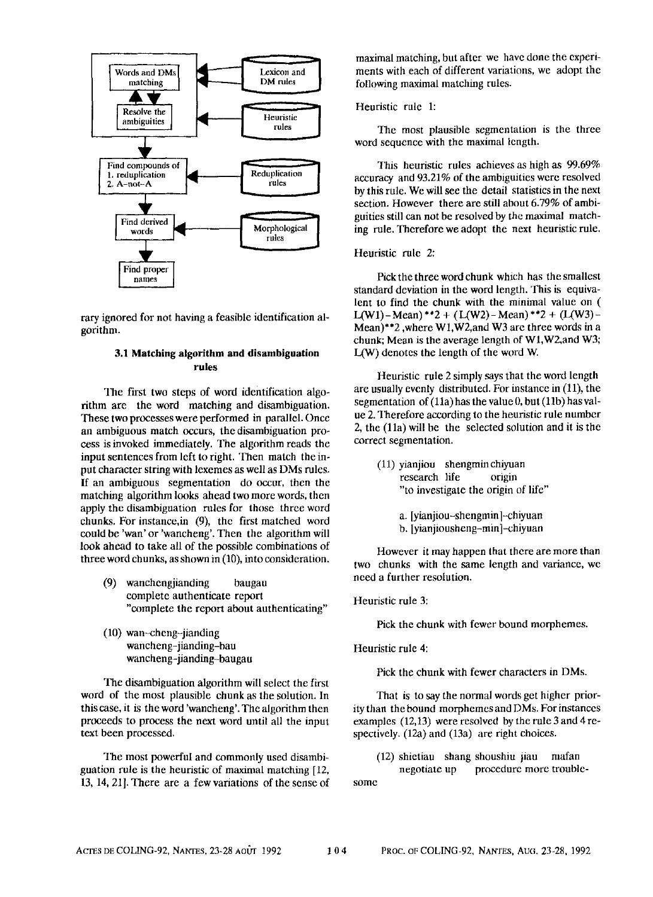rary ignored for not having a feasible identification algorithm.

### 3.1 Matching algorithm and disambiguation rules

The first two steps of word identification algorithm are the word matching and disambiguation. These two processes were performed in parallel. Once an ambiguous match occurs, the disambiguation process is invoked immediately. The algorithm reads the input sentences from left to right. Then match the input character string with lexemes as well as DMs rules. If an ambiguous segmentation do occur, then the matching algorithm looks ahead two more words, then apply the disambiguation rules for those three word chunks. For instance,in (9), the first matched word could be 'wan' or 'wancheng'. Then the algorithm will look ahead to take all of the possible combinations of three word chunks, as shown in (10), into consideration.

(9) wanchengjianding baugau
complete authenticate report
"complete the report about authenticating"

(10) wan-cheng-jianding
wancheng-jianding-bau
wancheng-jianding-baugau

The disambiguation algorithm will select the first word of the most plausible chunk as the solution. In this case, it is the word 'wancheng'. The algorithm then proceeds to process the next word until all the input text been processed.

The most powerful and commonly used disambiguation rule is the heuristic of maximal matching [12, 13, 14, 21]. There are a few variations of the sense of maximal matching, but after we have done the experiments with each of different variations, we adopt the following maximal matching rules.

Heuristic rule 1:

The most plausible segmentation is the three word sequence with the maximal length.

This heuristic rules achieves as high as 99.69% accuracy and 93.21% of the ambiguities were resolved by this rule. We will see the detail statistics in the next section. However there are still about 6.79% of ambiguities still can not be resolved by the maximal matching rule. Therefore we adopt the next heuristic rule.

Heuristic rule 2:

Pick the three word chunk which has the smallest standard deviation in the word length. This is equivalent to find the chunk with the minimal value on ( L(W1) - Mean) **2 + (L(W2) - Mean) **2 + (L(W3) - Mean)**2 ,where W1,W2,and W3 are three words in a chunk; Mean is the average length of W1,W2,and W3; L(W) denotes the length of the word W.

Heuristic rule 2 simply says that the word length are usually evenly distributed. For instance in (11), the segmentation of (11a) has the value 0, but (11b) has value 2. Therefore according to the heuristic rule number 2, the (11a) will be the selected solution and it is the correct segmentation.

(11) yianjiou shengmin chiyuan
research life origin
"to investigate the origin of life"

a. [yianjiou-shengmin]-chiyuan
b. [yianjiousheng-min]-chiyuan

However it may happen that there are more than two chunks with the same length and variance, we need a further resolution.

Heuristic rule 3:

Pick the chunk with fewer bound morphemes.

Heuristic rule 4:

Pick the chunk with fewer characters in DMs.

That is to say the normal words get higher priority than the bound morphemes and DMs. For instances examples (12,13) were resolved by the rule 3 and 4 respectively. (12a) and (13a) are right choices.

(12) shietiau shang shoushiu jiau mafan
negotiate up procedure more troublesome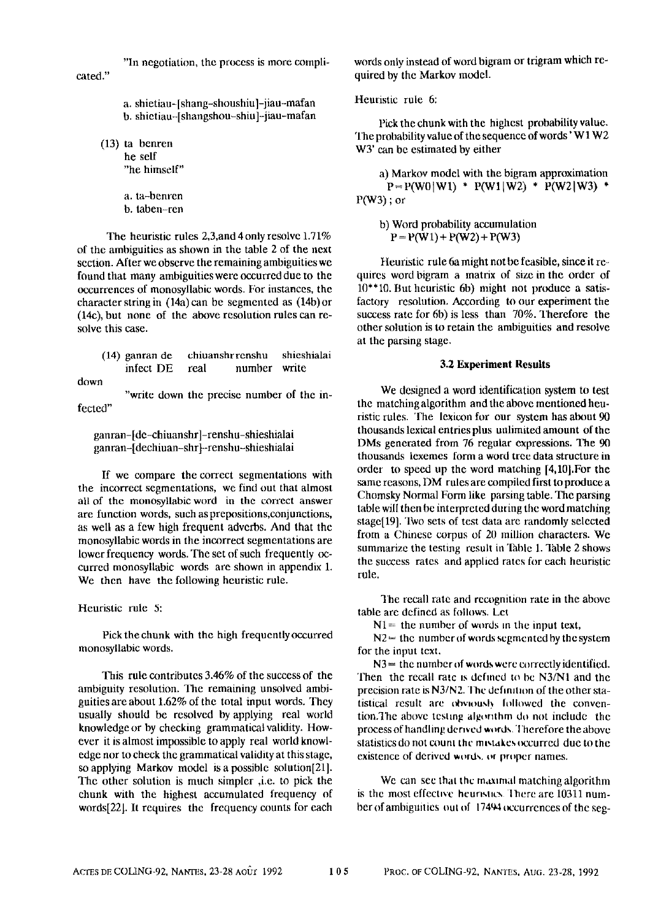"In negotiation, the process is more complicated."

a. shietiau-[shang-shoushiu]-jiau-mafan
b. shietiau-[shangshou-shiu]-jiau-mafan

(13) ta benren
he self
"he himself"

a. ta-benren
b. taben-ren

The heuristic rules 2,3,and 4 only resolve 1.71% of the ambiguities as shown in the table 2 of the next section. After we observe the remaining ambiguities we found that many ambiguities were occurred due to the occurrences of monosyllabic words. For instances, the character string in (14a) can be segmented as (14b) or (14c), but none of the above resolution rules can resolve this case.

(14) ganran de chiuanshr renshu shieshialai
infect DE real number write down
"write down the precise number of the infected"

ganran-[de-chiuanshr]-renshu-shieshialai
ganran-[dechiuan-shr]-renshu-shieshialai

If we compare the correct segmentations with the incorrect segmentations, we find out that almost all of the monosyllabic word in the correct answer are function words, such as prepositions,conjunctions, as well as a few high frequent adverbs. And that the monosyllabic words in the incorrect segmentations are lower frequency words. The set of such frequently occurred monosyllabic words are shown in appendix 1. We then have the following heuristic rule.

Heuristic rule 5:

Pick the chunk with the high frequently occurred monosyllabic words.

This rule contributes 3.46% of the success of the ambiguity resolution. The remaining unsolved ambiguities are about 1.62% of the total input words. They usually should be resolved by applying real world knowledge or by checking grammatical validity. However it is almost impossible to apply real world knowledge nor to check the grammatical validity at this stage, so applying Markov model is a possible solution[21]. The other solution is much simpler ,i.e. to pick the chunk with the highest accumulated frequency of words[22]. It requires the frequency counts for each words only instead of word bigram or trigram which required by the Markov model.

Heuristic rule 6:

Pick the chunk with the highest probability value. The probability value of the sequence of words 'W1 W2 W3' can be estimated by either

a) Markov model with the bigram approximation
$P = P(W0|W1) * P(W1|W2) * P(W2|W3) * P(W3)$ ; or

b) Word probability accumulation
$P = P(W1) + P(W2) + P(W3)$

Heuristic rule 6a might not be feasible, since it requires word bigram a matrix of size in the order of 10**10. But heuristic 6b) might not produce a satisfactory resolution. According to our experiment the success rate for 6b) is less than 70%. Therefore the other solution is to retain the ambiguities and resolve at the parsing stage.

### 3.2 Experiment Results

We designed a word identification system to test the matching algorithm and the above mentioned heuristic rules. The lexicon for our system has about 90 thousands lexical entries plus unlimited amount of the DMs generated from 76 regular expressions. The 90 thousands lexemes form a word tree data structure in order to speed up the word matching [4,10].For the same reasons, DM rules are compiled first to produce a Chomsky Normal Form like parsing table. The parsing table will then be interpreted during the word matching stage[19]. Two sets of test data are randomly selected from a Chinese corpus of 20 million characters. We summarize the testing result in Table 1. Table 2 shows the success rates and applied rates for each heuristic rule.

The recall rate and recognition rate in the above table are defined as follows. Let

N1 = the number of words in the input text,

N2 = the number of words segmented by the system for the input text.

N3 = the number of words were correctly identified. Then the recall rate is defined to be N3/N1 and the precision rate is N3/N2. The definition of the other statistical result are obviously followed the convention.The above testing algorithm do not include the process of handling derived words. Therefore the above statistics do not count the mistakes occurred due to the existence of derived words, or proper names.

We can see that the maximal matching algorithm is the most effective heuristics. There are 10311 number of ambiguities out of 17494 occurrences of the seg-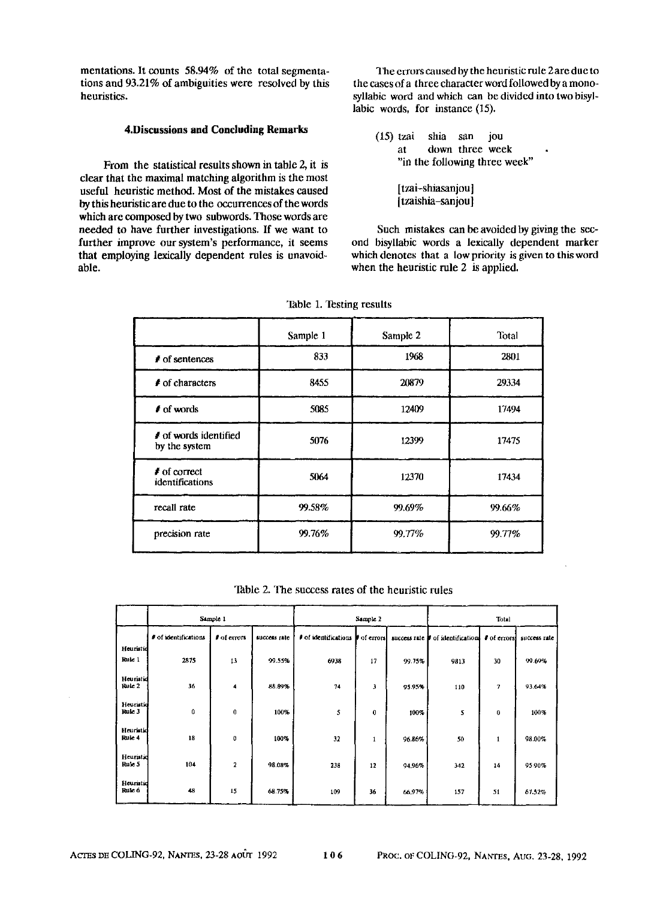mentations. It counts 58.94% of the total segmentations and 93.21% of ambiguities were resolved by this heuristics.

### 4.Discussions and Concluding Remarks

From the statistical results shown in table 2, it is clear that the maximal matching algorithm is the most useful heuristic method. Most of the mistakes caused by this heuristic are due to the occurrences of the words which are composed by two subwords. Those words are needed to have further investigations. If we want to further improve our system's performance, it seems that employing lexically dependent rules is unavoidable.

The errors caused by the heuristic rule 2 are due to the cases of a three character word followed by a monosyllabic word and which can be divided into two bisyllabic words, for instance (15).

(15) tzai shia san jou
 at down three week
 "in the following three week"

 [tzai-shiasanjou]
 [tzaishia-sanjou]

Such mistakes can be avoided by giving the second bisyllabic words a lexically dependent marker which denotes that a low priority is given to this word when the heuristic rule 2 is applied.

Table 1. Testing results

| | Sample 1 | Sample 2 | Total |
|---|---|---|---|
| # of sentences | 833 | 1968 | 2801 |
| # of characters | 8455 | 20879 | 29334 |
| # of words | 5085 | 12409 | 17494 |
| # of words identified by the system | 5076 | 12399 | 17475 |
| # of correct identifications | 5064 | 12370 | 17434 |
| recall rate | 99.58% | 99.69% | 99.66% |
| precision rate | 99.76% | 99.77% | 99.77% |

Table 2. The success rates of the heuristic rules

| | Sample 1 | | | Sample 2 | | | Total | | |
|---|---|---|---|---|---|---|---|---|---|
| | # of identifications | # of errors | success rate | # of identifications | # of errors | success rate | # of identifications | # of errors | success rate |
| Heuristic Rule 1 | 2875 | 13 | 99.55% | 6938 | 17 | 99.75% | 9813 | 30 | 99.69% |
| Heuristic Rule 2 | 36 | 4 | 88.89% | 74 | 3 | 95.95% | 110 | 7 | 93.64% |
| Heuristic Rule 3 | 0 | 0 | 100% | 5 | 0 | 100% | 5 | 0 | 100% |
| Heuristic Rule 4 | 18 | 0 | 100% | 32 | 1 | 96.86% | 50 | 1 | 98.00% |
| Heuristic Rule 5 | 104 | 2 | 98.08% | 238 | 12 | 94.96% | 342 | 14 | 95.90% |
| Heuristic Rule 6 | 48 | 15 | 68.75% | 109 | 36 | 66.97% | 157 | 51 | 67.52% |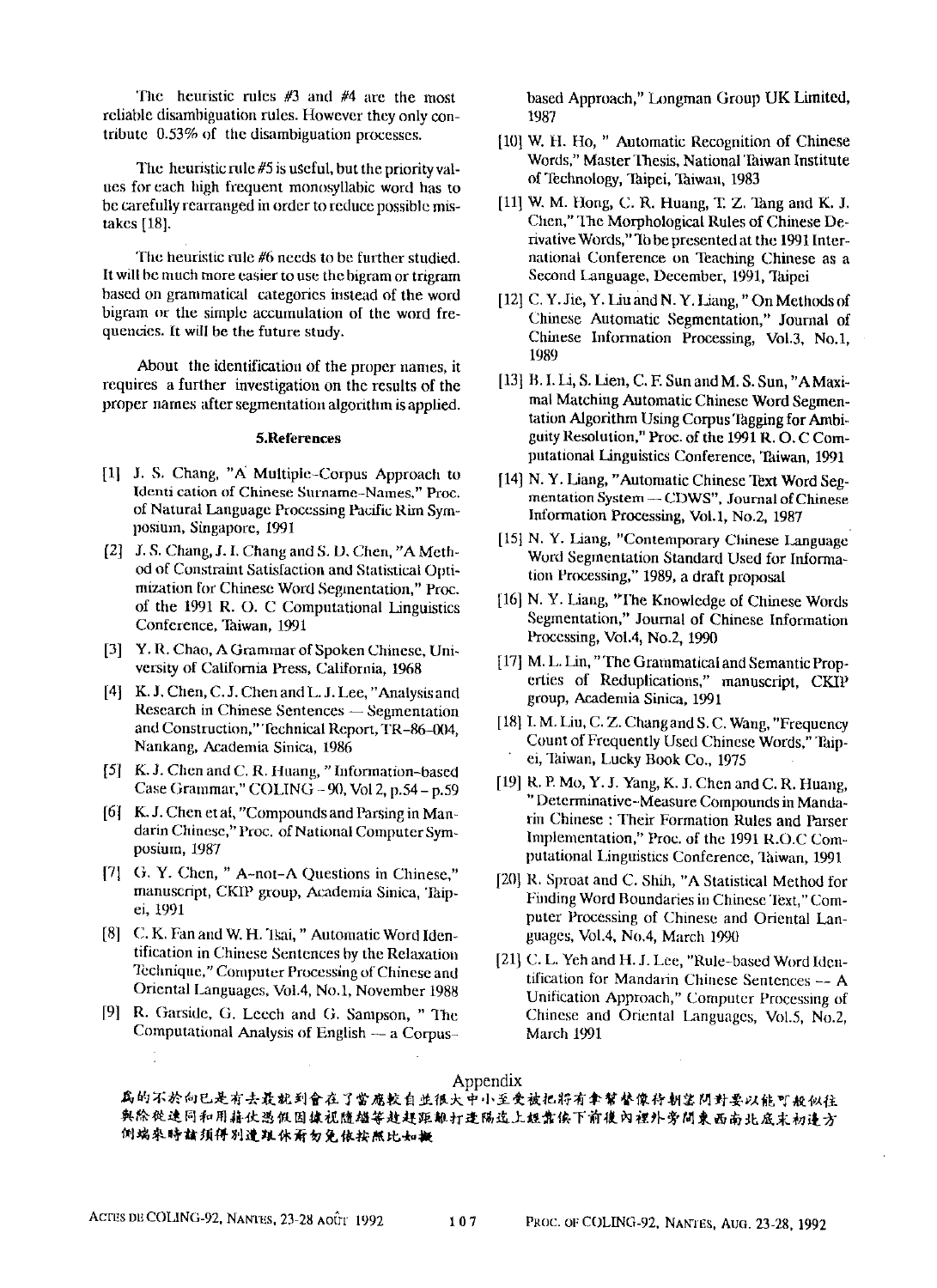The heuristic rules #3 and #4 are the most reliable disambiguation rules. However they only contribute 0.53% of the disambiguation processes.

The heuristic rule #5 is useful, but the priority values for each high frequent monosyllabic word has to be carefully rearranged in order to reduce possible mistakes [18].

The heuristic rule #6 needs to be further studied. It will be much more easier to use the bigram or trigram based on grammatical categories instead of the word bigram or the simple accumulation of the word frequencies. It will be the future study.

About the identification of the proper names, it requires a further investigation on the results of the proper names after segmentation algorithm is applied.

## 5.References

[1] J. S. Chang, "A Multiple-Corpus Approach to Identi cation of Chinese Surname-Names," Proc. of Natural Language Processing Pacific Rim Symposium, Singapore, 1991

[2] J. S. Chang, J. I. Chang and S. D. Chen, "A Method of Constraint Satisfaction and Statistical Optimization for Chinese Word Segmentation," Proc. of the 1991 R. O. C Computational Linguistics Conference, Taiwan, 1991

[3] Y. R. Chao, A Grammar of Spoken Chinese, University of California Press, California, 1968

[4] K. J. Chen, C. J. Chen and L. J. Lee, "Analysis and Research in Chinese Sentences — Segmentation and Construction," Technical Report, TR-86-004, Nankang, Academia Sinica, 1986

[5] K. J. Chen and C. R. Huang, " Information-based Case Grammar," COLING - 90, Vol 2, p.54 - p.59

[6] K. J. Chen et al, "Compounds and Parsing in Mandarin Chinese," Proc. of National Computer Symposium, 1987

[7] G. Y. Chen, " A-not-A Questions in Chinese," manuscript, CKIP group, Academia Sinica, Taipei, 1991

[8] C. K. Fan and W. H. Tsai, " Automatic Word Identification in Chinese Sentences by the Relaxation Technique," Computer Processing of Chinese and Oriental Languages, Vol.4, No.1, November 1988

[9] R. Garside, G. Leech and G. Sampson, " The Computational Analysis of English — a Corpus-based Approach," Longman Group UK Limited, 1987

[10] W. H. Ho, " Automatic Recognition of Chinese Words," Master Thesis, National Taiwan Institute of Technology, Taipei, Taiwan, 1983

[11] W. M. Hong, C. R. Huang, T. Z. Tang and K. J. Chen," The Morphological Rules of Chinese Derivative Words," To be presented at the 1991 International Conference on Teaching Chinese as a Second Language, December, 1991, Taipei

[12] C. Y. Jie, Y. Liu and N. Y. Liang, " On Methods of Chinese Automatic Segmentation," Journal of Chinese Information Processing, Vol.3, No.1, 1989

[13] B. I. Li, S. Lien, C. F. Sun and M. S. Sun, "A Maximal Matching Automatic Chinese Word Segmentation Algorithm Using Corpus Tagging for Ambiguity Resolution," Proc. of the 1991 R. O. C Computational Linguistics Conference, Taiwan, 1991

[14] N. Y. Liang, "Automatic Chinese Text Word Segmentation System — CDWS", Journal of Chinese Information Processing, Vol.1, No.2, 1987

[15] N. Y. Liang, "Contemporary Chinese Language Word Segmentation Standard Used for Information Processing," 1989, a draft proposal

[16] N. Y. Liang, "The Knowledge of Chinese Words Segmentation," Journal of Chinese Information Processing, Vol.4, No.2, 1990

[17] M. L. Lin, "The Grammatical and Semantic Properties of Reduplications," manuscript, CKIP group, Academia Sinica, 1991

[18] I. M. Liu, C. Z. Chang and S. C. Wang, "Frequency Count of Frequently Used Chinese Words," Taipei, Taiwan, Lucky Book Co., 1975

[19] R. P. Mo, Y. J. Yang, K. J. Chen and C. R. Huang, " Determinative-Measure Compounds in Mandarin Chinese : Their Formation Rules and Parser Implementation," Proc. of the 1991 R.O.C Computational Linguistics Conference, Taiwan, 1991

[20] R. Sproat and C. Shih, "A Statistical Method for Finding Word Boundaries in Chinese Text," Computer Processing of Chinese and Oriental Languages, Vol.4, No.4, March 1990

[21] C. L. Yeh and H. J. Lee, "Rule-based Word Identification for Mandarin Chinese Sentences -- A Unification Approach," Computer Processing of Chinese and Oriental Languages, Vol.5, No.2, March 1991

## Appendix

爲的不於向已是有去最就到會在了當應較自並很大中小至受被把將有拿幫替像待朝當閃對要以能可般似往與除從連同和用藉仗憑假因據視隨趨等趁趕距離打連隔近上經靠依下前後內裡外旁間東西南北底末初這方側端來時該須得別遭現休有勿免依按照比如擬